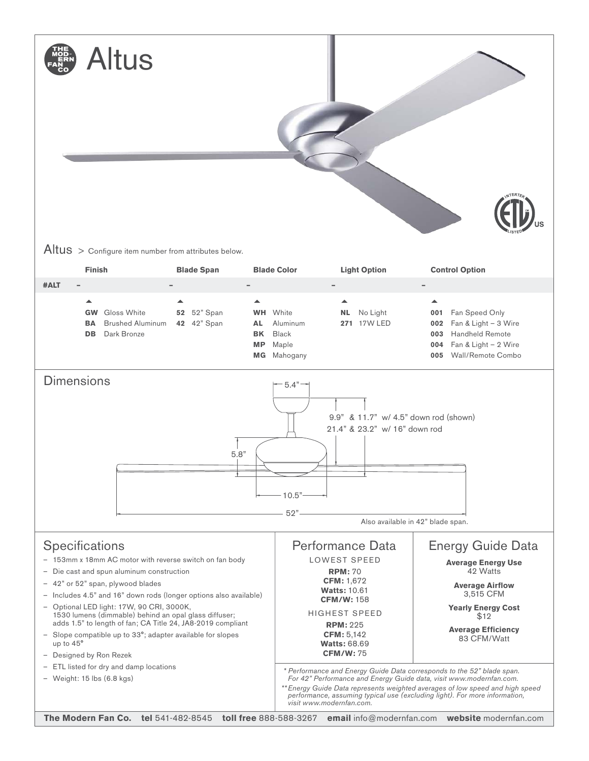# Altus

## Altus > Configure item number from attributes below.

| | Finish | Blade Span | Blade Color | Light Option | Control Option |
|---|---|---|---|---|---|
| #ALT | – | – | – | – | – |
| | **GW** Gloss White | **52** 52" Span | **WH** White | **NL** No Light | **001** Fan Speed Only |
| | **BA** Brushed Aluminum | **42** 42" Span | **AL** Aluminum | **271** 17W LED | **002** Fan & Light – 3 Wire |
| | **DB** Dark Bronze | | **BK** Black | | **003** Handheld Remote |
| | | | **MP** Maple | | **004** Fan & Light – 2 Wire |
| | | | **MG** Mahogany | | **005** Wall/Remote Combo |

## Dimensions

5.4"

9.9" & 11.7" w/ 4.5" down rod (shown)
21.4" & 23.2" w/ 16" down rod

5.8"

10.5"

52"

Also available in 42" blade span.

## Specifications

- 153mm x 18mm AC motor with reverse switch on fan body
- Die cast and spun aluminum construction
- 42" or 52" span, plywood blades
- Includes 4.5" and 16" down rods (longer options also available)
- Optional LED light: 17W, 90 CRI, 3000K, 1530 lumens (dimmable) behind an opal glass diffuser; adds 1.5" to length of fan; CA Title 24, JA8-2019 compliant
- Slope compatible up to 33°; adapter available for slopes up to 45°
- Designed by Ron Rezek
- ETL listed for dry and damp locations
- Weight: 15 lbs (6.8 kgs)

## Performance Data

LOWEST SPEED

**RPM:** 70
**CFM:** 1,672
**Watts:** 10.61
**CFM/W:** 158

HIGHEST SPEED

**RPM:** 225
**CFM:** 5,142
**Watts:** 68.69
**CFM/W:** 75

## Energy Guide Data

**Average Energy Use**
42 Watts

**Average Airflow**
3,515 CFM

**Yearly Energy Cost**
$12

**Average Efficiency**
83 CFM/Watt

*\* Performance and Energy Guide Data corresponds to the 52" blade span. For 42" Performance and Energy Guide data, visit www.modernfan.com.*

*\*\* Energy Guide Data represents weighted averages of low speed and high speed performance, assuming typical use (excluding light). For more information, visit www.modernfan.com.*

**The Modern Fan Co.** **tel** 541-482-8545 **toll free** 888-588-3267 **email** info@modernfan.com **website** modernfan.com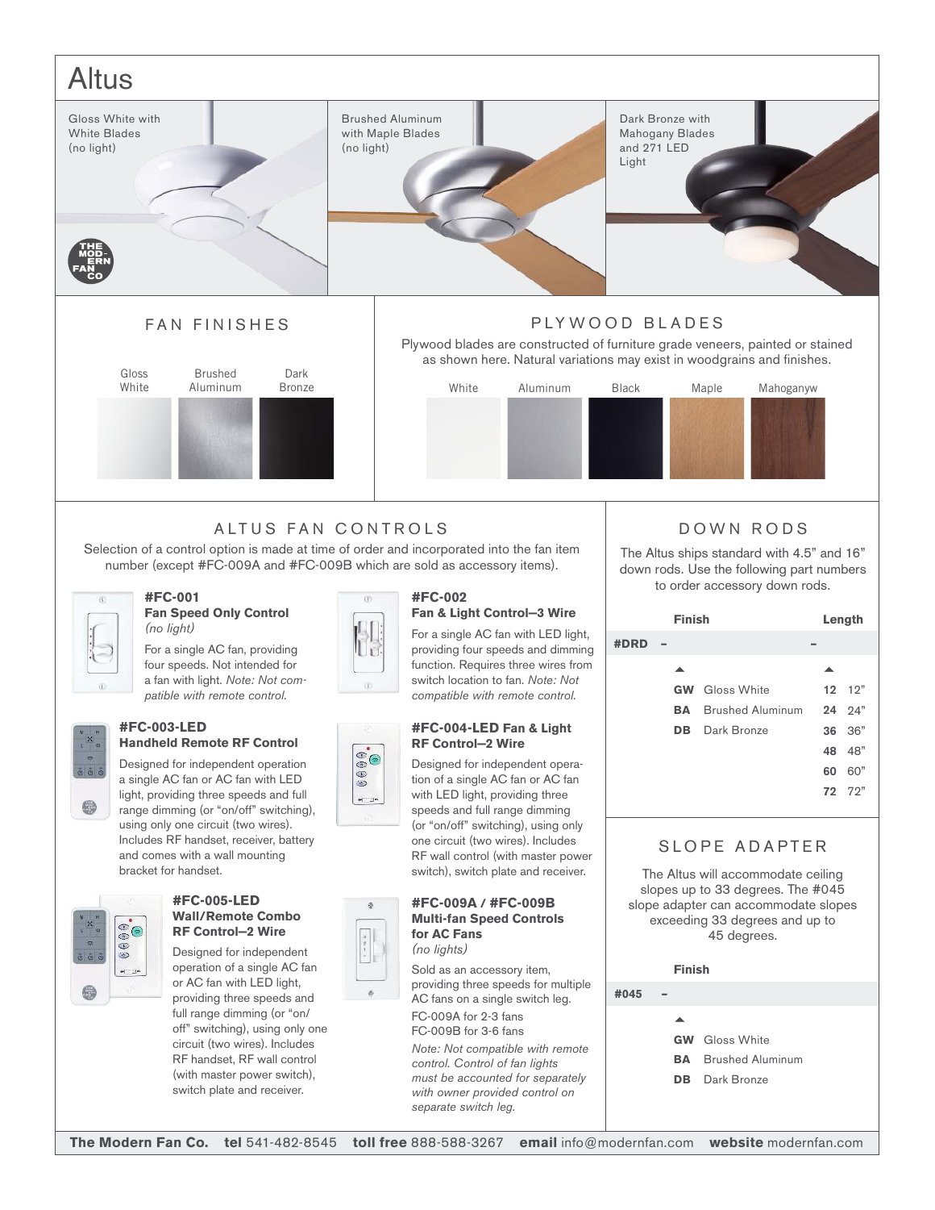# Altus

Gloss White with White Blades (no light)

Brushed Aluminum with Maple Blades (no light)

Dark Bronze with Mahogany Blades and 271 LED Light

## FAN FINISHES

Gloss White | Brushed Aluminum | Dark Bronze

## PLYWOOD BLADES

Plywood blades are constructed of furniture grade veneers, painted or stained as shown here. Natural variations may exist in woodgrains and finishes.

White | Aluminum | Black | Maple | Mahoganyw

## ALTUS FAN CONTROLS

Selection of a control option is made at time of order and incorporated into the fan item number (except #FC-009A and #FC-009B which are sold as accessory items).

**#FC-001**
**Fan Speed Only Control**
*(no light)*

For a single AC fan, providing four speeds. Not intended for a fan with light. *Note: Not compatible with remote control.*

**#FC-002**
**Fan & Light Control–3 Wire**

For a single AC fan with LED light, providing four speeds and dimming function. Requires three wires from switch location to fan. *Note: Not compatible with remote control.*

**#FC-003-LED**
**Handheld Remote RF Control**

Designed for independent operation a single AC fan or AC fan with LED light, providing three speeds and full range dimming (or "on/off" switching), using only one circuit (two wires). Includes RF handset, receiver, battery and comes with a wall mounting bracket for handset.

**#FC-004-LED Fan & Light RF Control–2 Wire**

Designed for independent operation of a single AC fan or AC fan with LED light, providing three speeds and full range dimming (or "on/off" switching), using only one circuit (two wires). Includes RF wall control (with master power switch), switch plate and receiver.

**#FC-005-LED**
**Wall/Remote Combo RF Control–2 Wire**

Designed for independent operation of a single AC fan or AC fan with LED light, providing three speeds and full range dimming (or "on/off" switching), using only one circuit (two wires). Includes RF handset, RF wall control (with master power switch), switch plate and receiver.

**#FC-009A / #FC-009B**
**Multi-fan Speed Controls for AC Fans**
*(no lights)*

Sold as an accessory item, providing three speeds for multiple AC fans on a single switch leg.

FC-009A for 2-3 fans
FC-009B for 3-6 fans

*Note: Not compatible with remote control. Control of fan lights must be accounted for separately with owner provided control on separate switch leg.*

## DOWN RODS

The Altus ships standard with 4.5" and 16" down rods. Use the following part numbers to order accessory down rods.

#DRD – [Finish] – [Length]

| Finish | | Length | |
|---|---|---|---|
| GW | Gloss White | 12 | 12" |
| BA | Brushed Aluminum | 24 | 24" |
| DB | Dark Bronze | 36 | 36" |
| | | 48 | 48" |
| | | 60 | 60" |
| | | 72 | 72" |

## SLOPE ADAPTER

The Altus will accommodate ceiling slopes up to 33 degrees. The #045 slope adapter can accommodate slopes exceeding 33 degrees and up to 45 degrees.

#045 – [Finish]

| Finish | |
|---|---|
| GW | Gloss White |
| BA | Brushed Aluminum |
| DB | Dark Bronze |

**The Modern Fan Co.** **tel** 541-482-8545 **toll free** 888-588-3267 **email** info@modernfan.com **website** modernfan.com